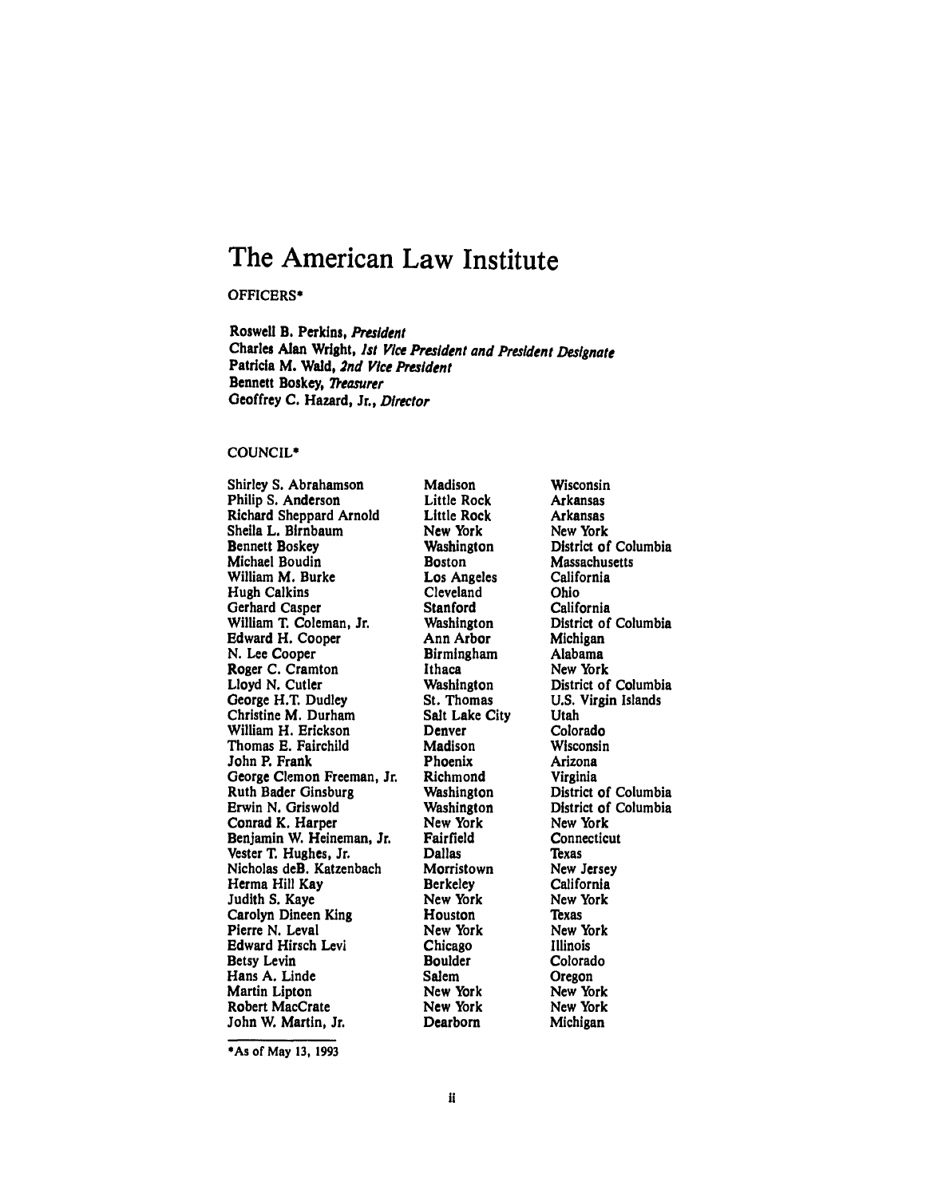# The American Law Institute

OFFICERS*

**Roswell B. Perkins,** ***President***
**Charles Alan Wright,** ***1st Vice President and President Designate***
**Patricia M. Wald,** ***2nd Vice President***
**Bennett Boskey,** ***Treasurer***
**Geoffrey C. Hazard, Jr.,** ***Director***

COUNCIL*

| | | |
|---|---|---|
| Shirley S. Abrahamson | Madison | Wisconsin |
| Philip S. Anderson | Little Rock | Arkansas |
| Richard Sheppard Arnold | Little Rock | Arkansas |
| Sheila L. Birnbaum | New York | New York |
| Bennett Boskey | Washington | District of Columbia |
| Michael Boudin | Boston | Massachusetts |
| William M. Burke | Los Angeles | California |
| Hugh Calkins | Cleveland | Ohio |
| Gerhard Casper | Stanford | California |
| William T. Coleman, Jr. | Washington | District of Columbia |
| Edward H. Cooper | Ann Arbor | Michigan |
| N. Lee Cooper | Birmingham | Alabama |
| Roger C. Cramton | Ithaca | New York |
| Lloyd N. Cutler | Washington | District of Columbia |
| George H.T. Dudley | St. Thomas | U.S. Virgin Islands |
| Christine M. Durham | Salt Lake City | Utah |
| William H. Erickson | Denver | Colorado |
| Thomas E. Fairchild | Madison | Wisconsin |
| John P. Frank | Phoenix | Arizona |
| George Clemon Freeman, Jr. | Richmond | Virginia |
| Ruth Bader Ginsburg | Washington | District of Columbia |
| Erwin N. Griswold | Washington | District of Columbia |
| Conrad K. Harper | New York | New York |
| Benjamin W. Heineman, Jr. | Fairfield | Connecticut |
| Vester T. Hughes, Jr. | Dallas | Texas |
| Nicholas deB. Katzenbach | Morristown | New Jersey |
| Herma Hill Kay | Berkeley | California |
| Judith S. Kaye | New York | New York |
| Carolyn Dineen King | Houston | Texas |
| Pierre N. Leval | New York | New York |
| Edward Hirsch Levi | Chicago | Illinois |
| Betsy Levin | Boulder | Colorado |
| Hans A. Linde | Salem | Oregon |
| Martin Lipton | New York | New York |
| Robert MacCrate | New York | New York |
| John W. Martin, Jr. | Dearborn | Michigan |

*As of May 13, 1993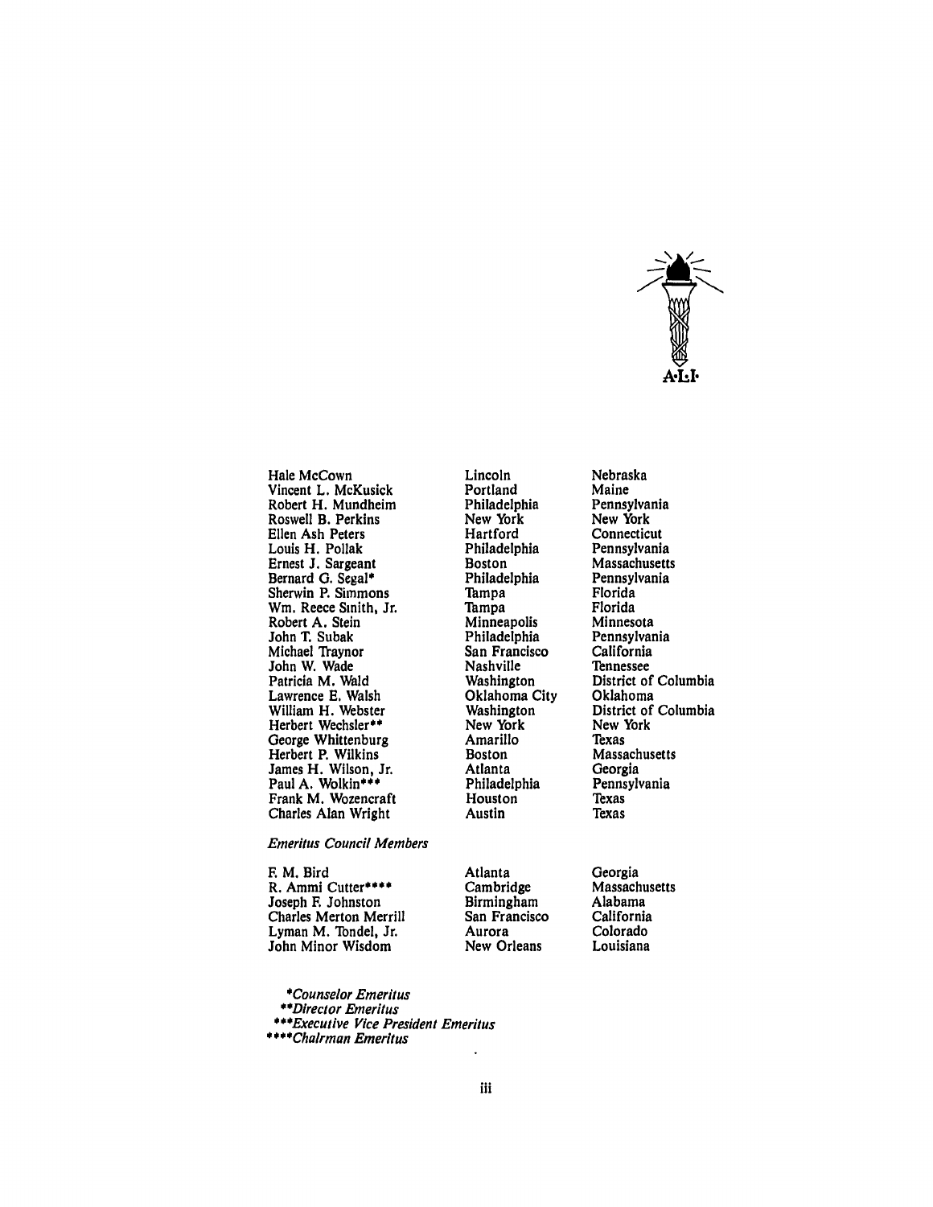| | | |
|---|---|---|
| Hale McCown | Lincoln | Nebraska |
| Vincent L. McKusick | Portland | Maine |
| Robert H. Mundheim | Philadelphia | Pennsylvania |
| Roswell B. Perkins | New York | New York |
| Ellen Ash Peters | Hartford | Connecticut |
| Louis H. Pollak | Philadelphia | Pennsylvania |
| Ernest J. Sargeant | Boston | Massachusetts |
| Bernard G. Segal* | Philadelphia | Pennsylvania |
| Sherwin P. Simmons | Tampa | Florida |
| Wm. Reece Smith, Jr. | Tampa | Florida |
| Robert A. Stein | Minneapolis | Minnesota |
| John T. Subak | Philadelphia | Pennsylvania |
| Michael Traynor | San Francisco | California |
| John W. Wade | Nashville | Tennessee |
| Patricia M. Wald | Washington | District of Columbia |
| Lawrence E. Walsh | Oklahoma City | Oklahoma |
| William H. Webster | Washington | District of Columbia |
| Herbert Wechsler** | New York | New York |
| George Whittenburg | Amarillo | Texas |
| Herbert P. Wilkins | Boston | Massachusetts |
| James H. Wilson, Jr. | Atlanta | Georgia |
| Paul A. Wolkin*** | Philadelphia | Pennsylvania |
| Frank M. Wozencraft | Houston | Texas |
| Charles Alan Wright | Austin | Texas |

*Emeritus Council Members*

| | | |
|---|---|---|
| F. M. Bird | Atlanta | Georgia |
| R. Ammi Cutter**** | Cambridge | Massachusetts |
| Joseph F. Johnston | Birmingham | Alabama |
| Charles Merton Merrill | San Francisco | California |
| Lyman M. Tondel, Jr. | Aurora | Colorado |
| John Minor Wisdom | New Orleans | Louisiana |

*\*Counselor Emeritus*
*\*\*Director Emeritus*
*\*\*\*Executive Vice President Emeritus*
*\*\*\*\*Chairman Emeritus*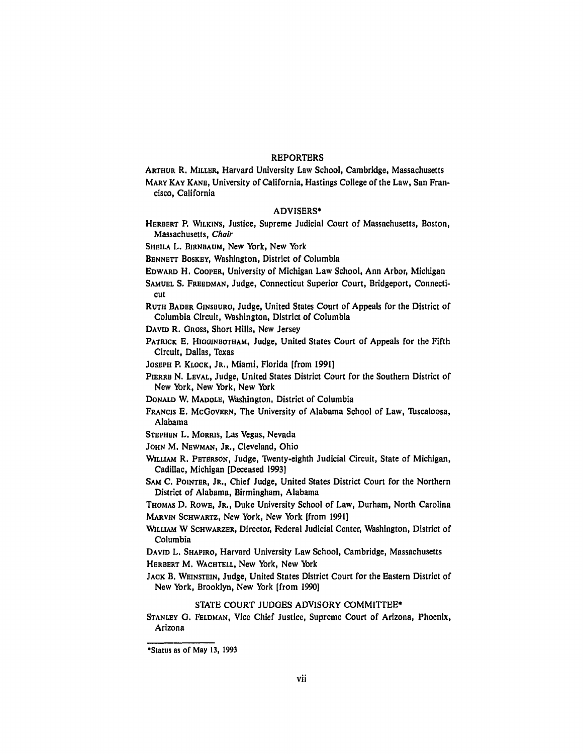## REPORTERS

ARTHUR R. MILLER, Harvard University Law School, Cambridge, Massachusetts

MARY KAY KANE, University of California, Hastings College of the Law, San Francisco, California

## ADVISERS*

HERBERT P. WILKINS, Justice, Supreme Judicial Court of Massachusetts, Boston, Massachusetts, *Chair*

SHEILA L. BIRNBAUM, New York, New York

BENNETT BOSKEY, Washington, District of Columbia

EDWARD H. COOPER, University of Michigan Law School, Ann Arbor, Michigan

SAMUEL S. FREEDMAN, Judge, Connecticut Superior Court, Bridgeport, Connecticut

RUTH BADER GINSBURG, Judge, United States Court of Appeals for the District of Columbia Circuit, Washington, District of Columbia

DAVID R. GROSS, Short Hills, New Jersey

PATRICK E. HIGGINBOTHAM, Judge, United States Court of Appeals for the Fifth Circuit, Dallas, Texas

JOSEPH P. KLOCK, JR., Miami, Florida [from 1991]

PIERRE N. LEVAL, Judge, United States District Court for the Southern District of New York, New York, New York

DONALD W. MADOLE, Washington, District of Columbia

FRANCIS E. MCGOVERN, The University of Alabama School of Law, Tuscaloosa, Alabama

STEPHEN L. MORRIS, Las Vegas, Nevada

JOHN M. NEWMAN, JR., Cleveland, Ohio

WILLIAM R. PETERSON, Judge, Twenty-eighth Judicial Circuit, State of Michigan, Cadillac, Michigan [Deceased 1993]

SAM C. POINTER, JR., Chief Judge, United States District Court for the Northern District of Alabama, Birmingham, Alabama

THOMAS D. ROWE, JR., Duke University School of Law, Durham, North Carolina

MARVIN SCHWARTZ, New York, New York [from 1991]

WILLIAM W SCHWARZER, Director, Federal Judicial Center, Washington, District of Columbia

DAVID L. SHAPIRO, Harvard University Law School, Cambridge, Massachusetts

HERBERT M. WACHTELL, New York, New York

JACK B. WEINSTEIN, Judge, United States District Court for the Eastern District of New York, Brooklyn, New York [from 1990]

## STATE COURT JUDGES ADVISORY COMMITTEE*

STANLEY G. FELDMAN, Vice Chief Justice, Supreme Court of Arizona, Phoenix, Arizona

---

*Status as of May 13, 1993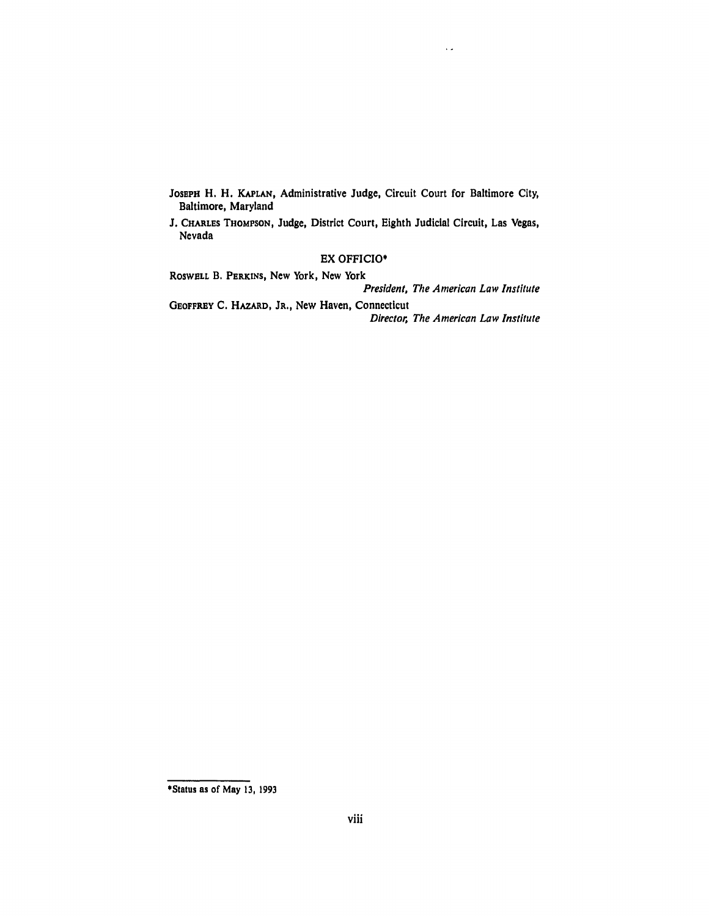JOSEPH H. H. KAPLAN, Administrative Judge, Circuit Court for Baltimore City, Baltimore, Maryland

J. CHARLES THOMPSON, Judge, District Court, Eighth Judicial Circuit, Las Vegas, Nevada

## EX OFFICIO*

ROSWELL B. PERKINS, New York, New York
*President, The American Law Institute*

GEOFFREY C. HAZARD, JR., New Haven, Connecticut
*Director, The American Law Institute*

---

*Status as of May 13, 1993